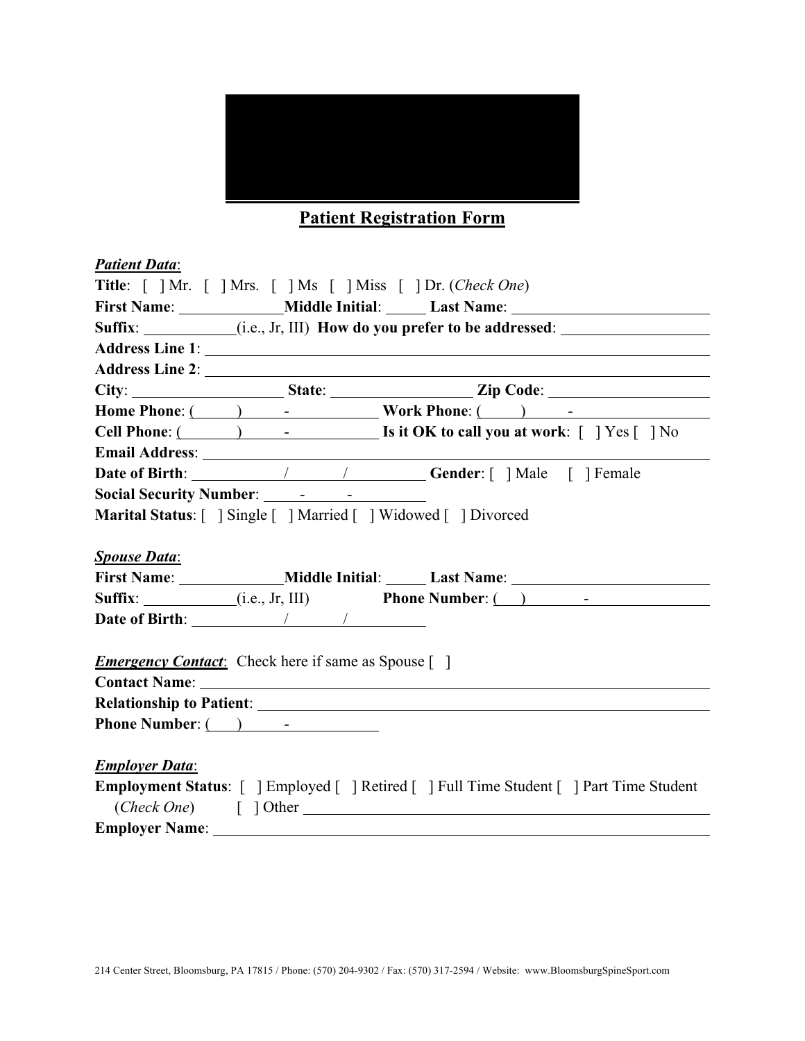# Patient Registration Form

***Patient Data***:

**Title**: [ ] Mr. [ ] Mrs. [ ] Ms [ ] Miss [ ] Dr. (*Check One*)

**First Name**: ____________ **Middle Initial**: _____ **Last Name**: ________________________

**Suffix**: ___________ (i.e., Jr, III) **How do you prefer to be addressed**: __________________

**Address Line 1**: ____________________________________________________________

**Address Line 2**: ____________________________________________________________

**City**: __________________ **State**: ________________ **Zip Code**: ___________________

**Home Phone**: (_____) _____-__________ **Work Phone**: (_____) _____-__________

**Cell Phone**: (_______) _____-__________ **Is it OK to call you at work**: [ ] Yes [ ] No

**Email Address**: ____________________________________________________________

**Date of Birth**: __________/______/__________ **Gender**: [ ] Male [ ] Female

**Social Security Number**: _____-______-__________

**Marital Status**: [ ] Single [ ] Married [ ] Widowed [ ] Divorced

***Spouse Data***:

**First Name**: ____________ **Middle Initial**: _____ **Last Name**: ________________________

**Suffix**: ___________ (i.e., Jr, III) **Phone Number**: (___) _______-______________

**Date of Birth**: __________/______/__________

***Emergency Contact***: Check here if same as Spouse [ ]

**Contact Name**: ____________________________________________________________

**Relationship to Patient**: _______________________________________________________

**Phone Number**: (___) _____-__________

***Employer Data***:

**Employment Status**: [ ] Employed [ ] Retired [ ] Full Time Student [ ] Part Time Student
(*Check One*) [ ] Other ______________________________________________________

**Employer Name**: ____________________________________________________________

214 Center Street, Bloomsburg, PA 17815 / Phone: (570) 204-9302 / Fax: (570) 317-2594 / Website: www.BloomsburgSpineSport.com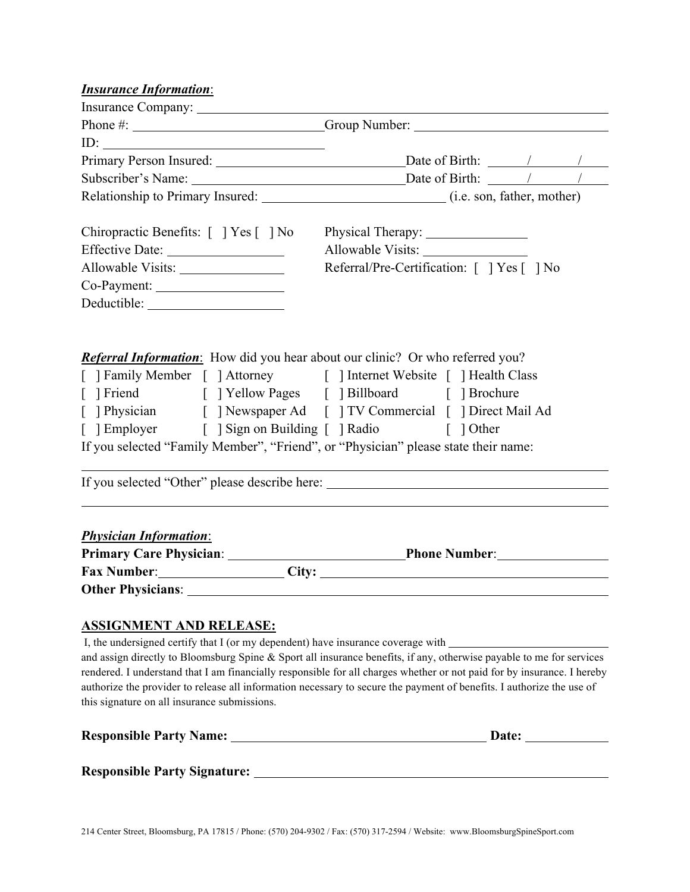***Insurance Information***:

Insurance Company: ______________________________________________

Phone #: ____________________________ Group Number: ____________________________

ID: ________________________________

Primary Person Insured: ____________________________ Date of Birth: _____/_____/_____

Subscriber's Name: ________________________________ Date of Birth: _____/_____/_____

Relationship to Primary Insured: ___________________________ (i.e. son, father, mother)

Chiropractic Benefits: [ ] Yes [ ] No

Effective Date: _________________

Allowable Visits: _______________

Co-Payment: __________________

Deductible: ___________________

Physical Therapy: _______________

Allowable Visits: _______________

Referral/Pre-Certification: [ ] Yes [ ] No

***Referral Information***: How did you hear about our clinic? Or who referred you?

[ ] Family Member [ ] Attorney [ ] Internet Website [ ] Health Class

[ ] Friend [ ] Yellow Pages [ ] Billboard [ ] Brochure

[ ] Physician [ ] Newspaper Ad [ ] TV Commercial [ ] Direct Mail Ad

[ ] Employer [ ] Sign on Building [ ] Radio [ ] Other

If you selected "Family Member", "Friend", or "Physician" please state their name:

______________________________________________________________________

If you selected "Other" please describe here: ___________________________________________

______________________________________________________________________

***Physician Information***:

**Primary Care Physician**: ___________________________ **Phone Number**: ________________

**Fax Number**: __________________ **City:** _____________________________________________

**Other Physicians**: ______________________________________________________________

## ASSIGNMENT AND RELEASE:

I, the undersigned certify that I (or my dependent) have insurance coverage with ___________________________ and assign directly to Bloomsburg Spine & Sport all insurance benefits, if any, otherwise payable to me for services rendered. I understand that I am financially responsible for all charges whether or not paid for by insurance. I hereby authorize the provider to release all information necessary to secure the payment of benefits. I authorize the use of this signature on all insurance submissions.

**Responsible Party Name:** _______________________________________ **Date:** ____________

**Responsible Party Signature:** _______________________________________________________

214 Center Street, Bloomsburg, PA 17815 / Phone: (570) 204-9302 / Fax: (570) 317-2594 / Website: www.BloomsburgSpineSport.com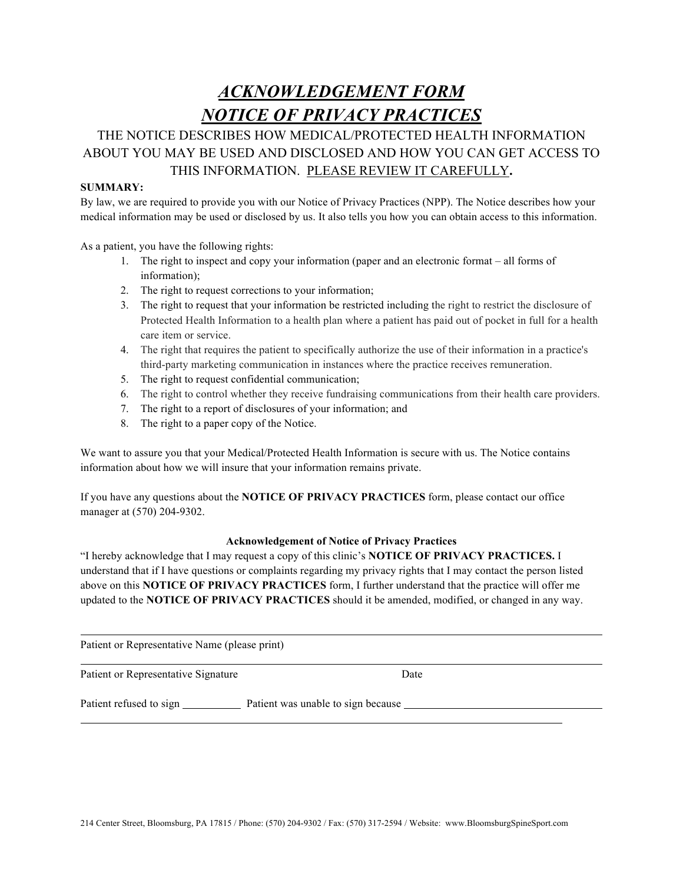# *ACKNOWLEDGEMENT FORM*

# *NOTICE OF PRIVACY PRACTICES*

THE NOTICE DESCRIBES HOW MEDICAL/PROTECTED HEALTH INFORMATION ABOUT YOU MAY BE USED AND DISCLOSED AND HOW YOU CAN GET ACCESS TO THIS INFORMATION. PLEASE REVIEW IT CAREFULLY.

**SUMMARY:**

By law, we are required to provide you with our Notice of Privacy Practices (NPP). The Notice describes how your medical information may be used or disclosed by us. It also tells you how you can obtain access to this information.

As a patient, you have the following rights:

1. The right to inspect and copy your information (paper and an electronic format – all forms of information);
2. The right to request corrections to your information;
3. The right to request that your information be restricted including the right to restrict the disclosure of Protected Health Information to a health plan where a patient has paid out of pocket in full for a health care item or service.
4. The right that requires the patient to specifically authorize the use of their information in a practice's third-party marketing communication in instances where the practice receives remuneration.
5. The right to request confidential communication;
6. The right to control whether they receive fundraising communications from their health care providers.
7. The right to a report of disclosures of your information; and
8. The right to a paper copy of the Notice.

We want to assure you that your Medical/Protected Health Information is secure with us. The Notice contains information about how we will insure that your information remains private.

If you have any questions about the **NOTICE OF PRIVACY PRACTICES** form, please contact our office manager at (570) 204-9302.

**Acknowledgement of Notice of Privacy Practices**

"I hereby acknowledge that I may request a copy of this clinic's **NOTICE OF PRIVACY PRACTICES.** I understand that if I have questions or complaints regarding my privacy rights that I may contact the person listed above on this **NOTICE OF PRIVACY PRACTICES** form, I further understand that the practice will offer me updated to the **NOTICE OF PRIVACY PRACTICES** should it be amended, modified, or changed in any way.

______________________________________________________________________

Patient or Representative Name (please print)

______________________________________________________________________

Patient or Representative Signature                                        Date

Patient refused to sign ___________ Patient was unable to sign because ______________________________

______________________________________________________________________

214 Center Street, Bloomsburg, PA 17815 / Phone: (570) 204-9302 / Fax: (570) 317-2594 / Website: www.BloomsburgSpineSport.com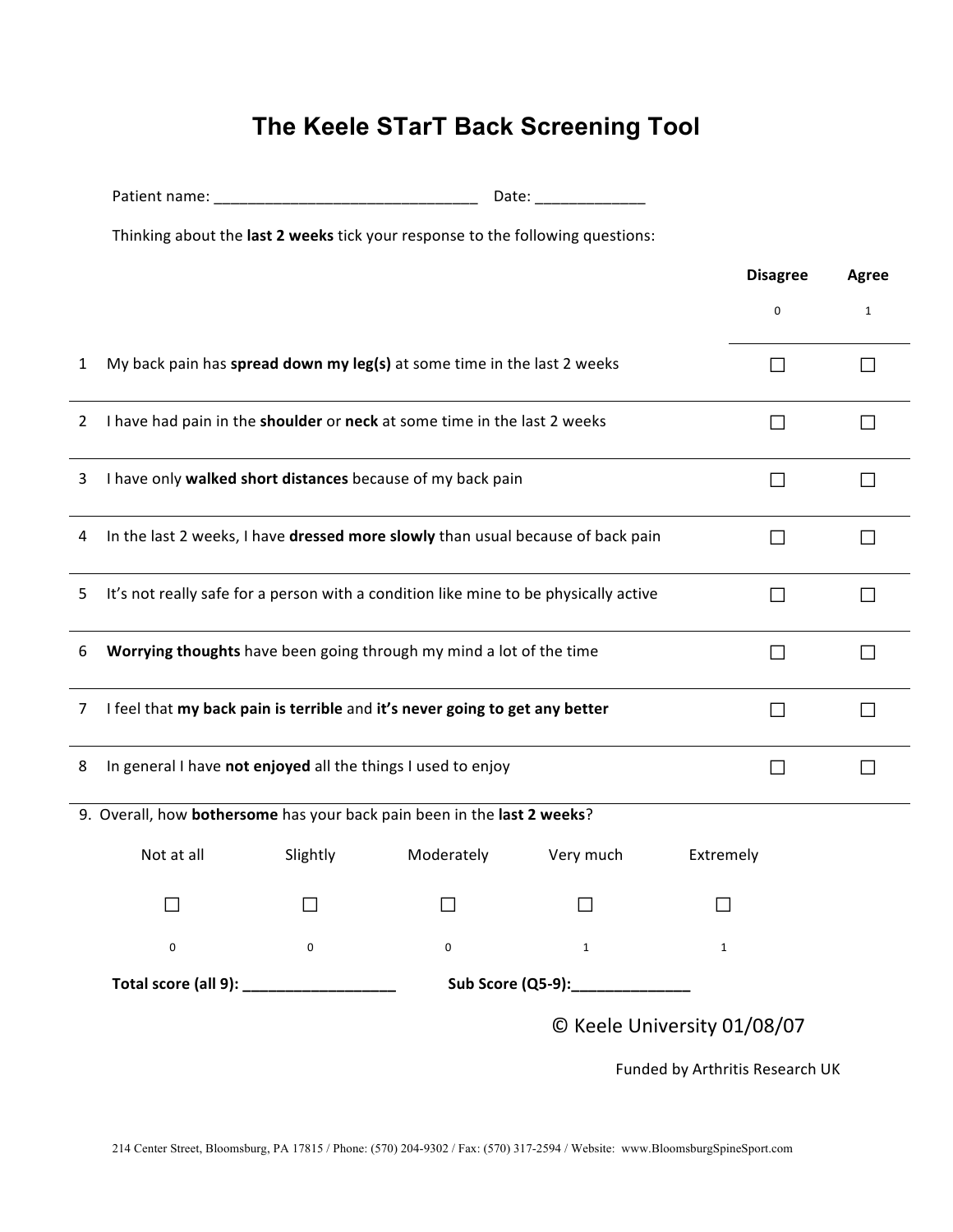# The Keele STarT Back Screening Tool

Patient name: _______________________________ Date: _____________

Thinking about the **last 2 weeks** tick your response to the following questions:

| | | Disagree<br>0 | Agree<br>1 |
|---|---|---|---|
| 1 | My back pain has **spread down my leg(s)** at some time in the last 2 weeks | ☐ | ☐ |
| 2 | I have had pain in the **shoulder** or **neck** at some time in the last 2 weeks | ☐ | ☐ |
| 3 | I have only **walked short distances** because of my back pain | ☐ | ☐ |
| 4 | In the last 2 weeks, I have **dressed more slowly** than usual because of back pain | ☐ | ☐ |
| 5 | It's not really safe for a person with a condition like mine to be physically active | ☐ | ☐ |
| 6 | **Worrying thoughts** have been going through my mind a lot of the time | ☐ | ☐ |
| 7 | I feel that **my back pain is terrible** and **it's never going to get any better** | ☐ | ☐ |
| 8 | In general I have **not enjoyed** all the things I used to enjoy | ☐ | ☐ |

9. Overall, how **bothersome** has your back pain been in the **last 2 weeks**?

| Not at all | Slightly | Moderately | Very much | Extremely |
|---|---|---|---|---|
| ☐ | ☐ | ☐ | ☐ | ☐ |
| 0 | 0 | 0 | 1 | 1 |

**Total score (all 9): __________________** **Sub Score (Q5-9):______________**

© Keele University 01/08/07

Funded by Arthritis Research UK

214 Center Street, Bloomsburg, PA 17815 / Phone: (570) 204-9302 / Fax: (570) 317-2594 / Website: www.BloomsburgSpineSport.com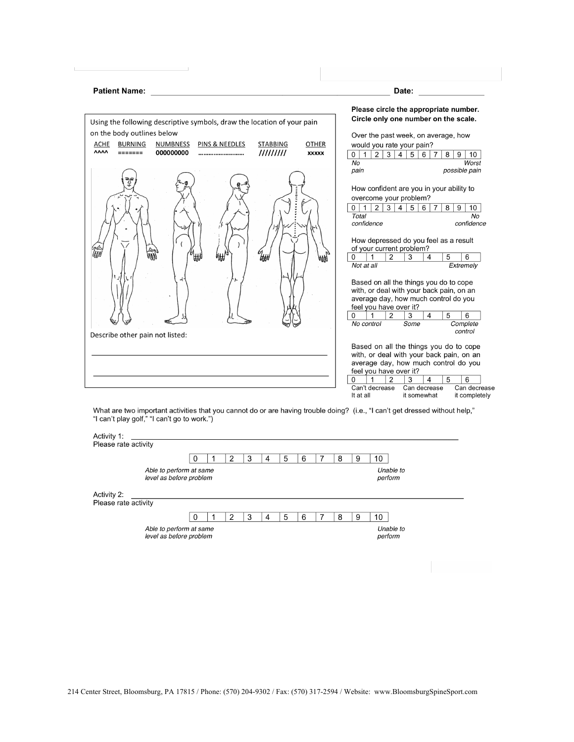**Patient Name:** ______________________________________________________ **Date:** _______________

Using the following descriptive symbols, draw the location of your pain on the body outlines below

| ACHE | BURNING | NUMBNESS | PINS & NEEDLES | STABBING | OTHER |
|---|---|---|---|---|---|
| ^^^^ | ======= | 000000000 | ......................... | ///////// | xxxxx |

Describe other pain not listed:

______________________________________________________

______________________________________________________

**Please circle the appropriate number. Circle only one number on the scale.**

Over the past week, on average, how would you rate your pain?

| 0 | 1 | 2 | 3 | 4 | 5 | 6 | 7 | 8 | 9 | 10 |
|---|---|---|---|---|---|---|---|---|---|---|

*No pain* — *Worst possible pain*

How confident are you in your ability to overcome your problem?

| 0 | 1 | 2 | 3 | 4 | 5 | 6 | 7 | 8 | 9 | 10 |
|---|---|---|---|---|---|---|---|---|---|---|

*Total confidence* — *No confidence*

How depressed do you feel as a result of your current problem?

| 0 | 1 | 2 | 3 | 4 | 5 | 6 |
|---|---|---|---|---|---|---|

*Not at all* — *Extremely*

Based on all the things you do to cope with, or deal with your back pain, on an average day, how much control do you feel you have over it?

| 0 | 1 | 2 | 3 | 4 | 5 | 6 |
|---|---|---|---|---|---|---|

*No control* — *Some* — *Complete control*

Based on all the things you do to cope with, or deal with your back pain, on an average day, how much control do you feel you have over it?

| 0 | 1 | 2 | 3 | 4 | 5 | 6 |
|---|---|---|---|---|---|---|

Can't decrease It at all — Can decrease it somewhat — Can decrease it completely

What are two important activities that you cannot do or are having trouble doing? (i.e., "I can't get dressed without help," "I can't play golf," "I can't go to work.")

Activity 1: ______________________________________________________

Please rate activity

| 0 | 1 | 2 | 3 | 4 | 5 | 6 | 7 | 8 | 9 | 10 |
|---|---|---|---|---|---|---|---|---|---|---|

*Able to perform at same level as before problem* — *Unable to perform*

Activity 2: ______________________________________________________

Please rate activity

| 0 | 1 | 2 | 3 | 4 | 5 | 6 | 7 | 8 | 9 | 10 |
|---|---|---|---|---|---|---|---|---|---|---|

*Able to perform at same level as before problem* — *Unable to perform*

214 Center Street, Bloomsburg, PA 17815 / Phone: (570) 204-9302 / Fax: (570) 317-2594 / Website: www.BloomsburgSpineSport.com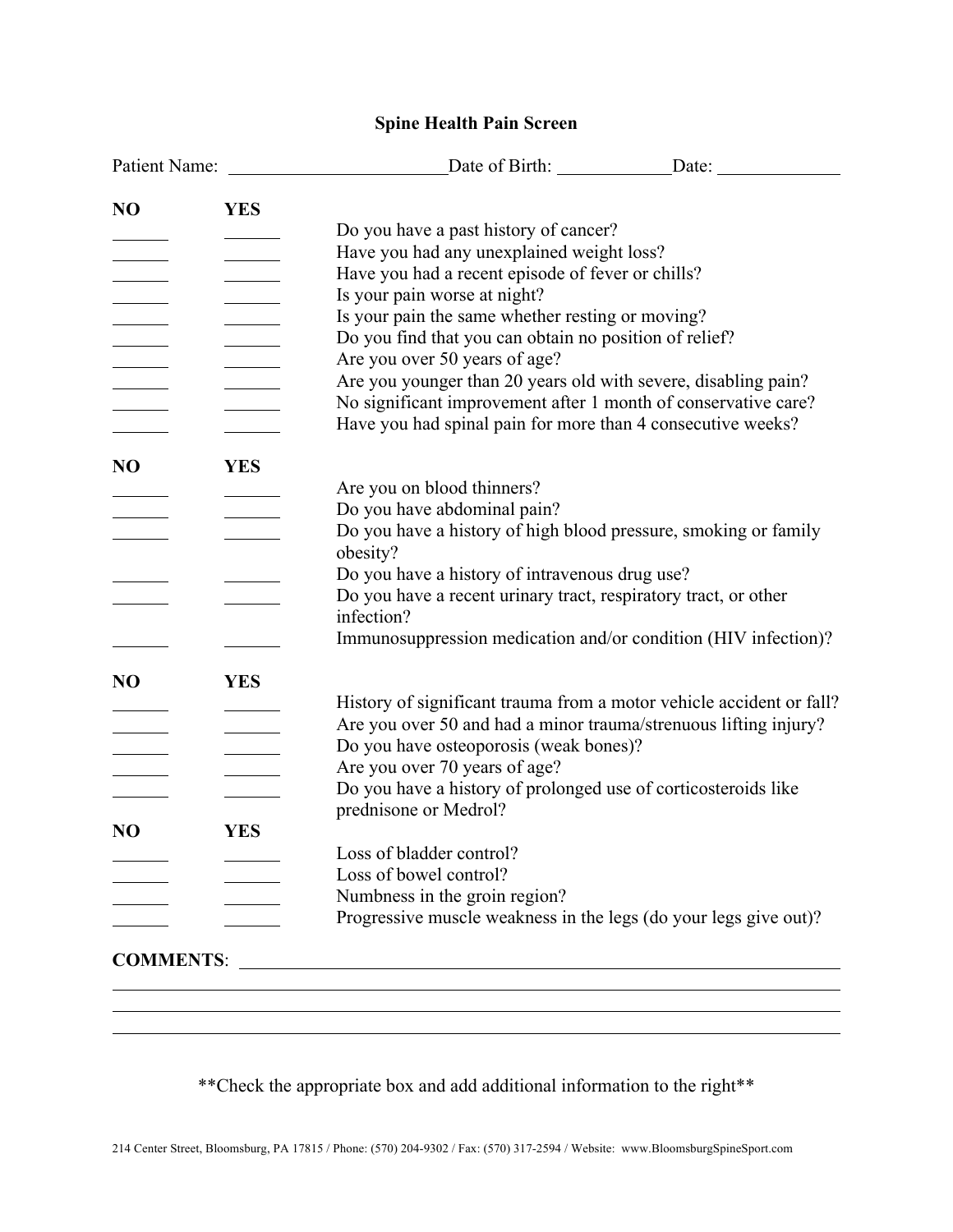# Spine Health Pain Screen

Patient Name: ________________________ Date of Birth: ____________ Date: _____________

| NO | YES | |
|---|---|---|
| ______ | ______ | Do you have a past history of cancer? |
| ______ | ______ | Have you had any unexplained weight loss? |
| ______ | ______ | Have you had a recent episode of fever or chills? |
| ______ | ______ | Is your pain worse at night? |
| ______ | ______ | Is your pain the same whether resting or moving? |
| ______ | ______ | Do you find that you can obtain no position of relief? |
| ______ | ______ | Are you over 50 years of age? |
| ______ | ______ | Are you younger than 20 years old with severe, disabling pain? |
| ______ | ______ | No significant improvement after 1 month of conservative care? |
| ______ | ______ | Have you had spinal pain for more than 4 consecutive weeks? |

| NO | YES | |
|---|---|---|
| ______ | ______ | Are you on blood thinners? |
| ______ | ______ | Do you have abdominal pain? |
| ______ | ______ | Do you have a history of high blood pressure, smoking or family obesity? |
| ______ | ______ | Do you have a history of intravenous drug use? |
| ______ | ______ | Do you have a recent urinary tract, respiratory tract, or other infection? |
| ______ | ______ | Immunosuppression medication and/or condition (HIV infection)? |

| NO | YES | |
|---|---|---|
| ______ | ______ | History of significant trauma from a motor vehicle accident or fall? |
| ______ | ______ | Are you over 50 and had a minor trauma/strenuous lifting injury? |
| ______ | ______ | Do you have osteoporosis (weak bones)? |
| ______ | ______ | Are you over 70 years of age? |
| ______ | ______ | Do you have a history of prolonged use of corticosteroids like prednisone or Medrol? |

| NO | YES | |
|---|---|---|
| ______ | ______ | Loss of bladder control? |
| ______ | ______ | Loss of bowel control? |
| ______ | ______ | Numbness in the groin region? |
| ______ | ______ | Progressive muscle weakness in the legs (do your legs give out)? |

**COMMENTS**: ____________________________________________________________

________________________________________________________________________

________________________________________________________________________

________________________________________________________________________

**Check the appropriate box and add additional information to the right**

214 Center Street, Bloomsburg, PA 17815 / Phone: (570) 204-9302 / Fax: (570) 317-2594 / Website: www.BloomsburgSpineSport.com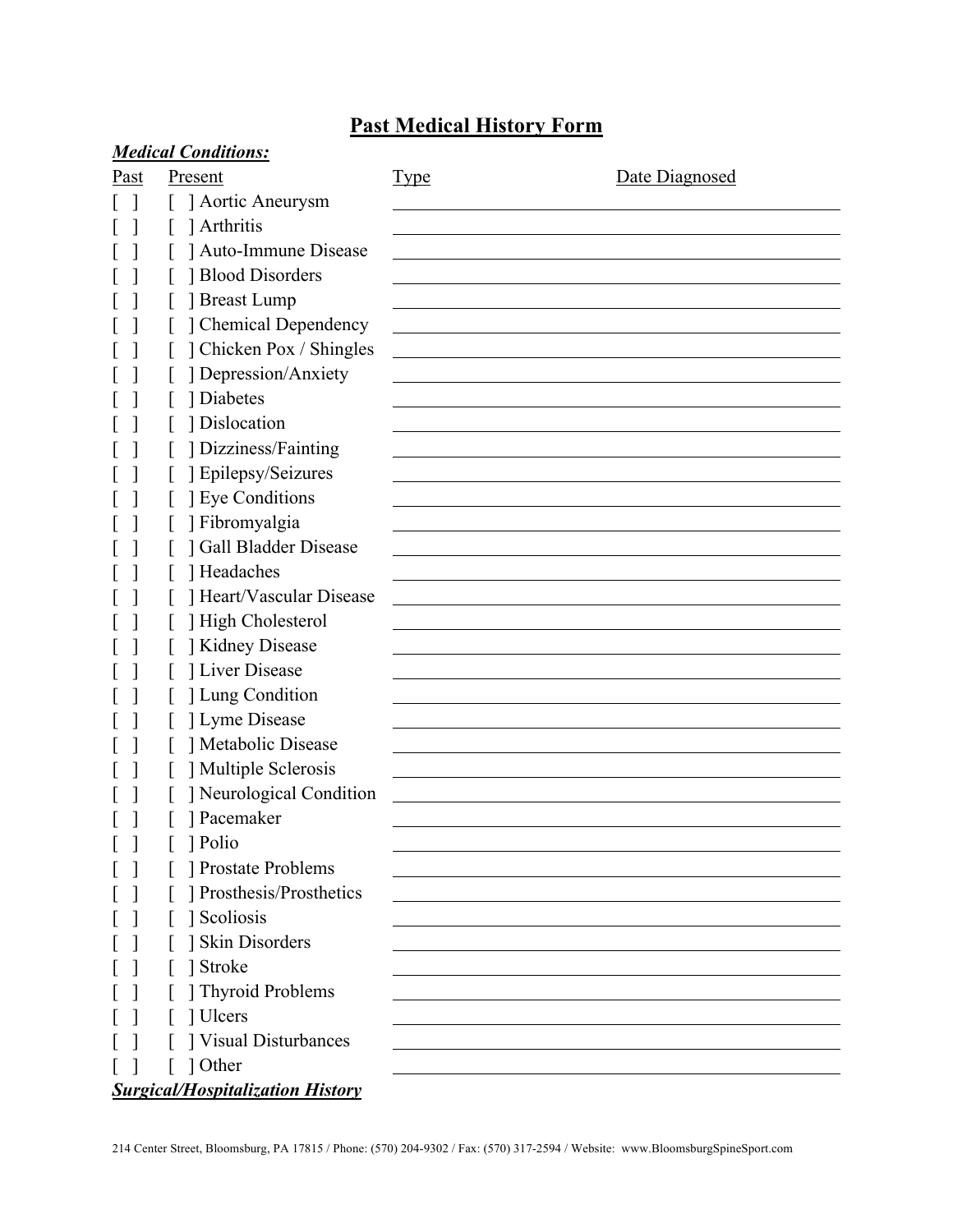# Past Medical History Form

***Medical Conditions:***

| Past | Present | Type | Date Diagnosed |
|---|---|---|---|
| [ ] | [ ] Aortic Aneurysm | | |
| [ ] | [ ] Arthritis | | |
| [ ] | [ ] Auto-Immune Disease | | |
| [ ] | [ ] Blood Disorders | | |
| [ ] | [ ] Breast Lump | | |
| [ ] | [ ] Chemical Dependency | | |
| [ ] | [ ] Chicken Pox / Shingles | | |
| [ ] | [ ] Depression/Anxiety | | |
| [ ] | [ ] Diabetes | | |
| [ ] | [ ] Dislocation | | |
| [ ] | [ ] Dizziness/Fainting | | |
| [ ] | [ ] Epilepsy/Seizures | | |
| [ ] | [ ] Eye Conditions | | |
| [ ] | [ ] Fibromyalgia | | |
| [ ] | [ ] Gall Bladder Disease | | |
| [ ] | [ ] Headaches | | |
| [ ] | [ ] Heart/Vascular Disease | | |
| [ ] | [ ] High Cholesterol | | |
| [ ] | [ ] Kidney Disease | | |
| [ ] | [ ] Liver Disease | | |
| [ ] | [ ] Lung Condition | | |
| [ ] | [ ] Lyme Disease | | |
| [ ] | [ ] Metabolic Disease | | |
| [ ] | [ ] Multiple Sclerosis | | |
| [ ] | [ ] Neurological Condition | | |
| [ ] | [ ] Pacemaker | | |
| [ ] | [ ] Polio | | |
| [ ] | [ ] Prostate Problems | | |
| [ ] | [ ] Prosthesis/Prosthetics | | |
| [ ] | [ ] Scoliosis | | |
| [ ] | [ ] Skin Disorders | | |
| [ ] | [ ] Stroke | | |
| [ ] | [ ] Thyroid Problems | | |
| [ ] | [ ] Ulcers | | |
| [ ] | [ ] Visual Disturbances | | |
| [ ] | [ ] Other | | |

***Surgical/Hospitalization History***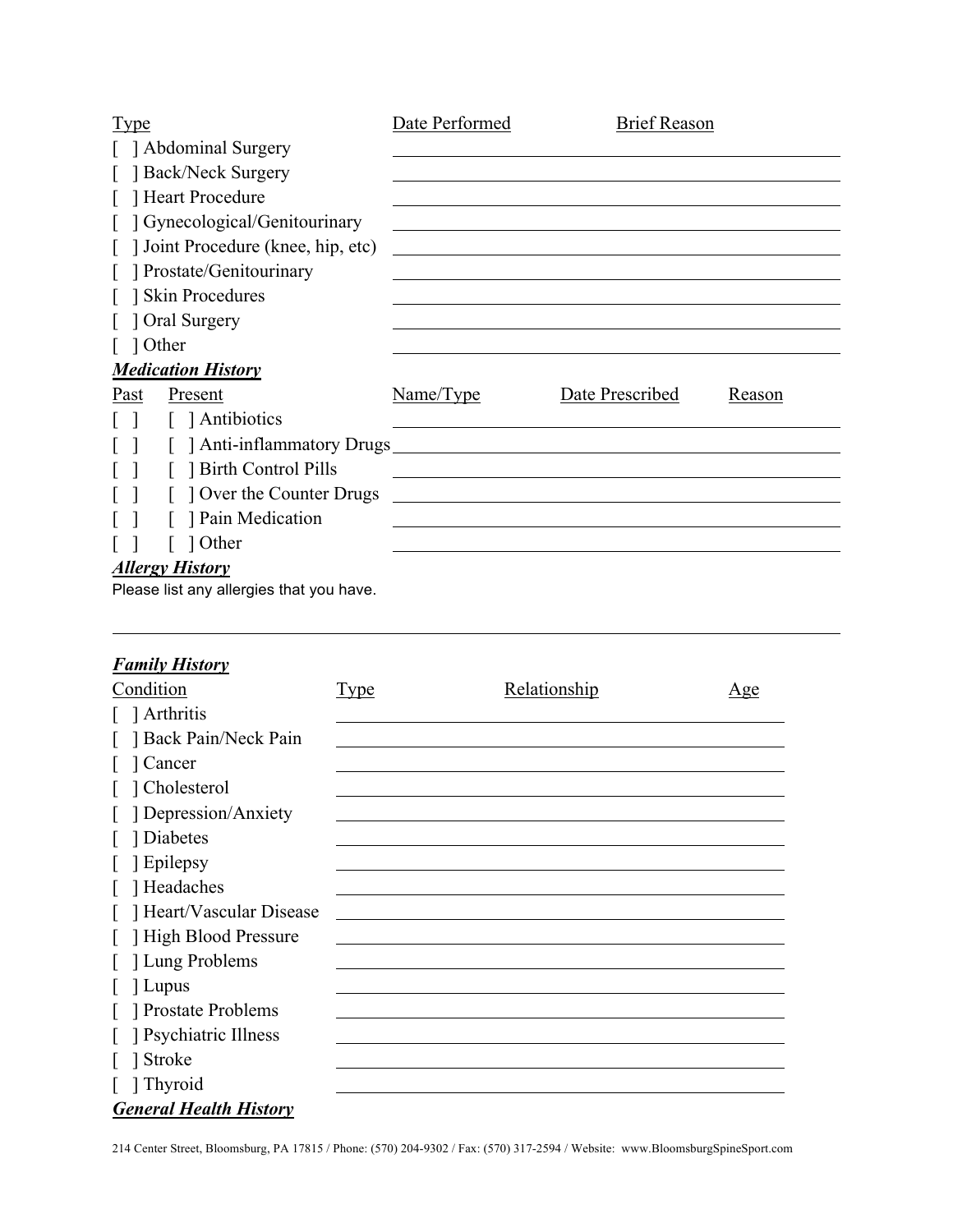| Type | Date Performed | Brief Reason |
| --- | --- | --- |
| [ ] Abdominal Surgery | | |
| [ ] Back/Neck Surgery | | |
| [ ] Heart Procedure | | |
| [ ] Gynecological/Genitourinary | | |
| [ ] Joint Procedure (knee, hip, etc) | | |
| [ ] Prostate/Genitourinary | | |
| [ ] Skin Procedures | | |
| [ ] Oral Surgery | | |
| [ ] Other | | |

***Medication History***

| Past | Present | Name/Type | Date Prescribed | Reason |
| --- | --- | --- | --- | --- |
| [ ] | [ ] Antibiotics | | | |
| [ ] | [ ] Anti-inflammatory Drugs | | | |
| [ ] | [ ] Birth Control Pills | | | |
| [ ] | [ ] Over the Counter Drugs | | | |
| [ ] | [ ] Pain Medication | | | |
| [ ] | [ ] Other | | | |

***Allergy History***

Please list any allergies that you have.

______________________________________________________________________

***Family History***

| Condition | Type | Relationship | Age |
| --- | --- | --- | --- |
| [ ] Arthritis | | | |
| [ ] Back Pain/Neck Pain | | | |
| [ ] Cancer | | | |
| [ ] Cholesterol | | | |
| [ ] Depression/Anxiety | | | |
| [ ] Diabetes | | | |
| [ ] Epilepsy | | | |
| [ ] Headaches | | | |
| [ ] Heart/Vascular Disease | | | |
| [ ] High Blood Pressure | | | |
| [ ] Lung Problems | | | |
| [ ] Lupus | | | |
| [ ] Prostate Problems | | | |
| [ ] Psychiatric Illness | | | |
| [ ] Stroke | | | |
| [ ] Thyroid | | | |

***General Health History***

214 Center Street, Bloomsburg, PA 17815 / Phone: (570) 204-9302 / Fax: (570) 317-2594 / Website: www.BloomsburgSpineSport.com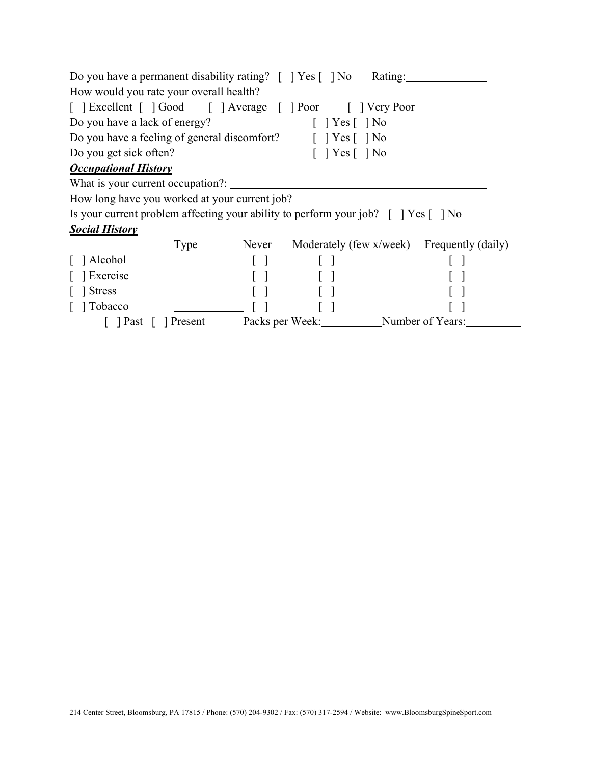Do you have a permanent disability rating? [ ] Yes [ ] No Rating:\_\_\_\_\_\_\_\_\_\_\_\_

How would you rate your overall health?

[ ] Excellent [ ] Good [ ] Average [ ] Poor [ ] Very Poor

Do you have a lack of energy? [ ] Yes [ ] No

Do you have a feeling of general discomfort? [ ] Yes [ ] No

Do you get sick often? [ ] Yes [ ] No

***Occupational History***

What is your current occupation?: \_\_\_\_\_\_\_\_\_\_\_\_\_\_\_\_\_\_\_\_\_\_\_\_\_\_\_\_\_\_\_\_

How long have you worked at your current job? \_\_\_\_\_\_\_\_\_\_\_\_\_\_\_\_\_\_\_\_\_\_\_\_

Is your current problem affecting your ability to perform your job? [ ] Yes [ ] No

***Social History***

| | Type | Never | Moderately (few x/week) | Frequently (daily) |
|---|---|---|---|---|
| [ ] Alcohol | \_\_\_\_\_\_\_\_\_\_ | [ ] | [ ] | [ ] |
| [ ] Exercise | \_\_\_\_\_\_\_\_\_\_ | [ ] | [ ] | [ ] |
| [ ] Stress | \_\_\_\_\_\_\_\_\_\_ | [ ] | [ ] | [ ] |
| [ ] Tobacco | \_\_\_\_\_\_\_\_\_\_ | [ ] | [ ] | [ ] |

[ ] Past [ ] Present Packs per Week:\_\_\_\_\_\_\_\_\_\_Number of Years:\_\_\_\_\_\_\_\_\_\_

214 Center Street, Bloomsburg, PA 17815 / Phone: (570) 204-9302 / Fax: (570) 317-2594 / Website: www.BloomsburgSpineSport.com